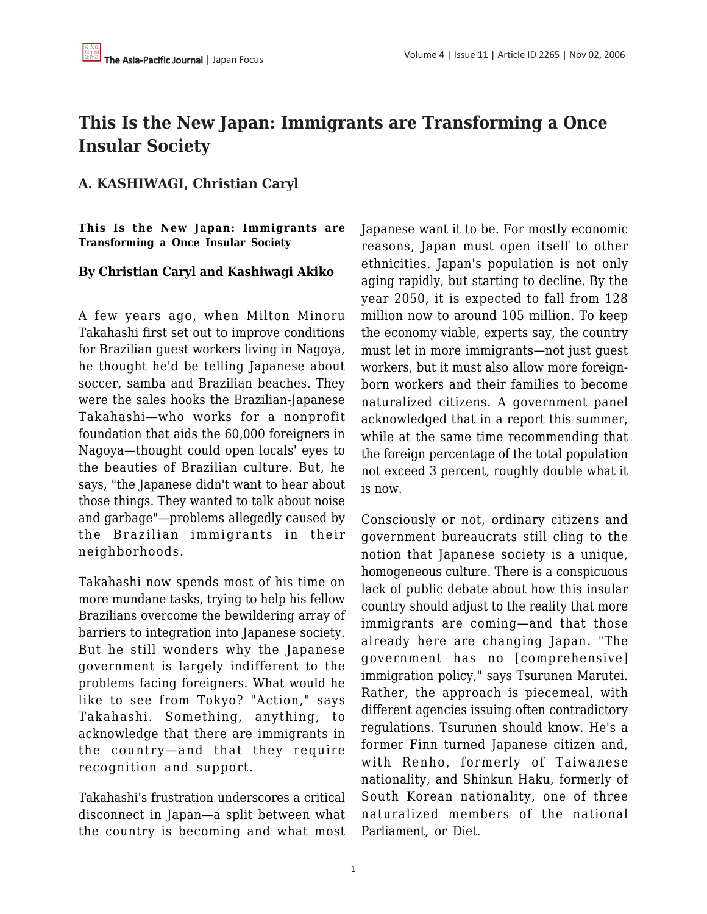# This Is the New Japan: Immigrants are Transforming a Once Insular Society

## A. KASHIWAGI, Christian Caryl

**This Is the New Japan: Immigrants are Transforming a Once Insular Society**

**By Christian Caryl and Kashiwagi Akiko**

A few years ago, when Milton Minoru Takahashi first set out to improve conditions for Brazilian guest workers living in Nagoya, he thought he'd be telling Japanese about soccer, samba and Brazilian beaches. They were the sales hooks the Brazilian-Japanese Takahashi—who works for a nonprofit foundation that aids the 60,000 foreigners in Nagoya—thought could open locals' eyes to the beauties of Brazilian culture. But, he says, "the Japanese didn't want to hear about those things. They wanted to talk about noise and garbage"—problems allegedly caused by the Brazilian immigrants in their neighborhoods.

Takahashi now spends most of his time on more mundane tasks, trying to help his fellow Brazilians overcome the bewildering array of barriers to integration into Japanese society. But he still wonders why the Japanese government is largely indifferent to the problems facing foreigners. What would he like to see from Tokyo? "Action," says Takahashi. Something, anything, to acknowledge that there are immigrants in the country—and that they require recognition and support.

Takahashi's frustration underscores a critical disconnect in Japan—a split between what the country is becoming and what most Japanese want it to be. For mostly economic reasons, Japan must open itself to other ethnicities. Japan's population is not only aging rapidly, but starting to decline. By the year 2050, it is expected to fall from 128 million now to around 105 million. To keep the economy viable, experts say, the country must let in more immigrants—not just guest workers, but it must also allow more foreign-born workers and their families to become naturalized citizens. A government panel acknowledged that in a report this summer, while at the same time recommending that the foreign percentage of the total population not exceed 3 percent, roughly double what it is now.

Consciously or not, ordinary citizens and government bureaucrats still cling to the notion that Japanese society is a unique, homogeneous culture. There is a conspicuous lack of public debate about how this insular country should adjust to the reality that more immigrants are coming—and that those already here are changing Japan. "The government has no [comprehensive] immigration policy," says Tsurunen Marutei. Rather, the approach is piecemeal, with different agencies issuing often contradictory regulations. Tsurunen should know. He's a former Finn turned Japanese citizen and, with Renho, formerly of Taiwanese nationality, and Shinkun Haku, formerly of South Korean nationality, one of three naturalized members of the national Parliament, or Diet.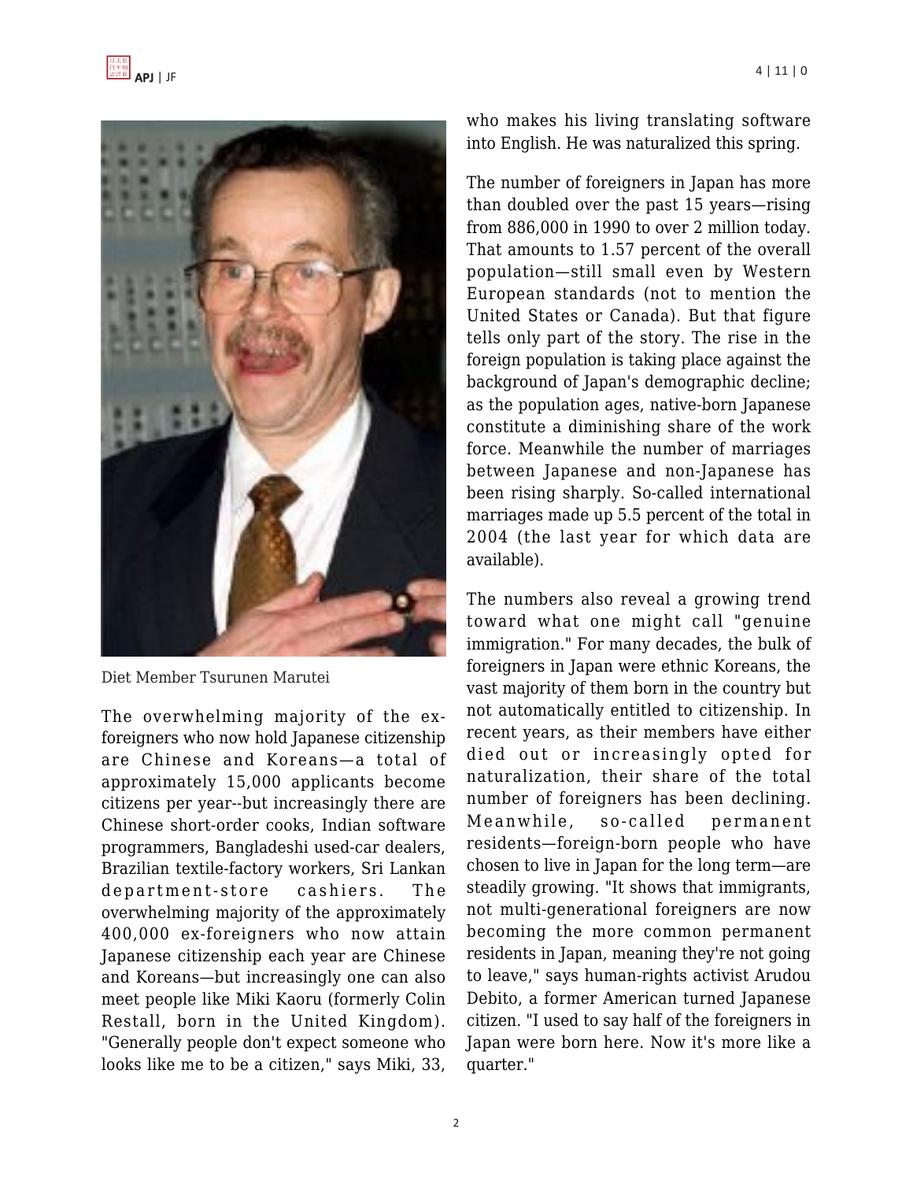Diet Member Tsurunen Marutei

The overwhelming majority of the ex-foreigners who now hold Japanese citizenship are Chinese and Koreans—a total of approximately 15,000 applicants become citizens per year--but increasingly there are Chinese short-order cooks, Indian software programmers, Bangladeshi used-car dealers, Brazilian textile-factory workers, Sri Lankan department-store cashiers. The overwhelming majority of the approximately 400,000 ex-foreigners who now attain Japanese citizenship each year are Chinese and Koreans—but increasingly one can also meet people like Miki Kaoru (formerly Colin Restall, born in the United Kingdom). "Generally people don't expect someone who looks like me to be a citizen," says Miki, 33, who makes his living translating software into English. He was naturalized this spring.

The number of foreigners in Japan has more than doubled over the past 15 years—rising from 886,000 in 1990 to over 2 million today. That amounts to 1.57 percent of the overall population—still small even by Western European standards (not to mention the United States or Canada). But that figure tells only part of the story. The rise in the foreign population is taking place against the background of Japan's demographic decline; as the population ages, native-born Japanese constitute a diminishing share of the work force. Meanwhile the number of marriages between Japanese and non-Japanese has been rising sharply. So-called international marriages made up 5.5 percent of the total in 2004 (the last year for which data are available).

The numbers also reveal a growing trend toward what one might call "genuine immigration." For many decades, the bulk of foreigners in Japan were ethnic Koreans, the vast majority of them born in the country but not automatically entitled to citizenship. In recent years, as their members have either died out or increasingly opted for naturalization, their share of the total number of foreigners has been declining. Meanwhile, so-called permanent residents—foreign-born people who have chosen to live in Japan for the long term—are steadily growing. "It shows that immigrants, not multi-generational foreigners are now becoming the more common permanent residents in Japan, meaning they're not going to leave," says human-rights activist Arudou Debito, a former American turned Japanese citizen. "I used to say half of the foreigners in Japan were born here. Now it's more like a quarter."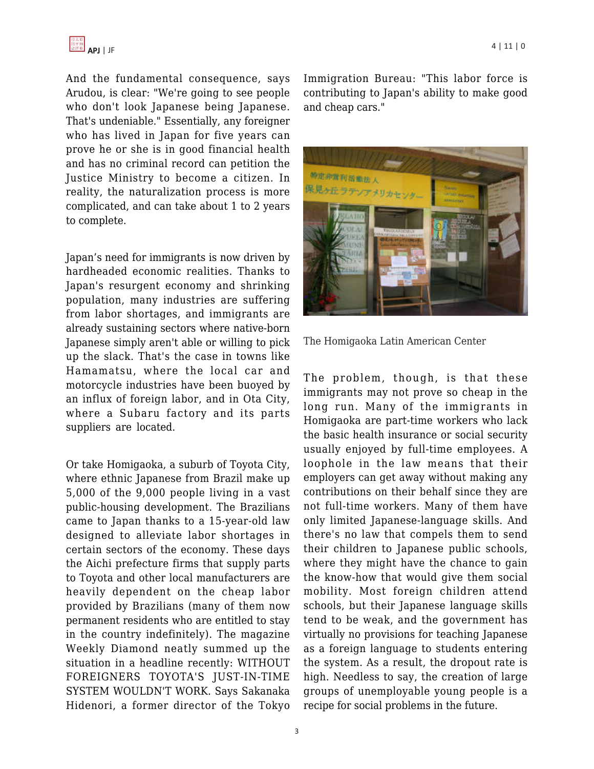And the fundamental consequence, says Arudou, is clear: "We're going to see people who don't look Japanese being Japanese. That's undeniable." Essentially, any foreigner who has lived in Japan for five years can prove he or she is in good financial health and has no criminal record can petition the Justice Ministry to become a citizen. In reality, the naturalization process is more complicated, and can take about 1 to 2 years to complete.

Japan's need for immigrants is now driven by hardheaded economic realities. Thanks to Japan's resurgent economy and shrinking population, many industries are suffering from labor shortages, and immigrants are already sustaining sectors where native-born Japanese simply aren't able or willing to pick up the slack. That's the case in towns like Hamamatsu, where the local car and motorcycle industries have been buoyed by an influx of foreign labor, and in Ota City, where a Subaru factory and its parts suppliers are located.

Or take Homigaoka, a suburb of Toyota City, where ethnic Japanese from Brazil make up 5,000 of the 9,000 people living in a vast public-housing development. The Brazilians came to Japan thanks to a 15-year-old law designed to alleviate labor shortages in certain sectors of the economy. These days the Aichi prefecture firms that supply parts to Toyota and other local manufacturers are heavily dependent on the cheap labor provided by Brazilians (many of them now permanent residents who are entitled to stay in the country indefinitely). The magazine Weekly Diamond neatly summed up the situation in a headline recently: WITHOUT FOREIGNERS TOYOTA'S JUST-IN-TIME SYSTEM WOULDN'T WORK. Says Sakanaka Hidenori, a former director of the Tokyo Immigration Bureau: "This labor force is contributing to Japan's ability to make good and cheap cars."

The Homigaoka Latin American Center

The problem, though, is that these immigrants may not prove so cheap in the long run. Many of the immigrants in Homigaoka are part-time workers who lack the basic health insurance or social security usually enjoyed by full-time employees. A loophole in the law means that their employers can get away without making any contributions on their behalf since they are not full-time workers. Many of them have only limited Japanese-language skills. And there's no law that compels them to send their children to Japanese public schools, where they might have the chance to gain the know-how that would give them social mobility. Most foreign children attend schools, but their Japanese language skills tend to be weak, and the government has virtually no provisions for teaching Japanese as a foreign language to students entering the system. As a result, the dropout rate is high. Needless to say, the creation of large groups of unemployable young people is a recipe for social problems in the future.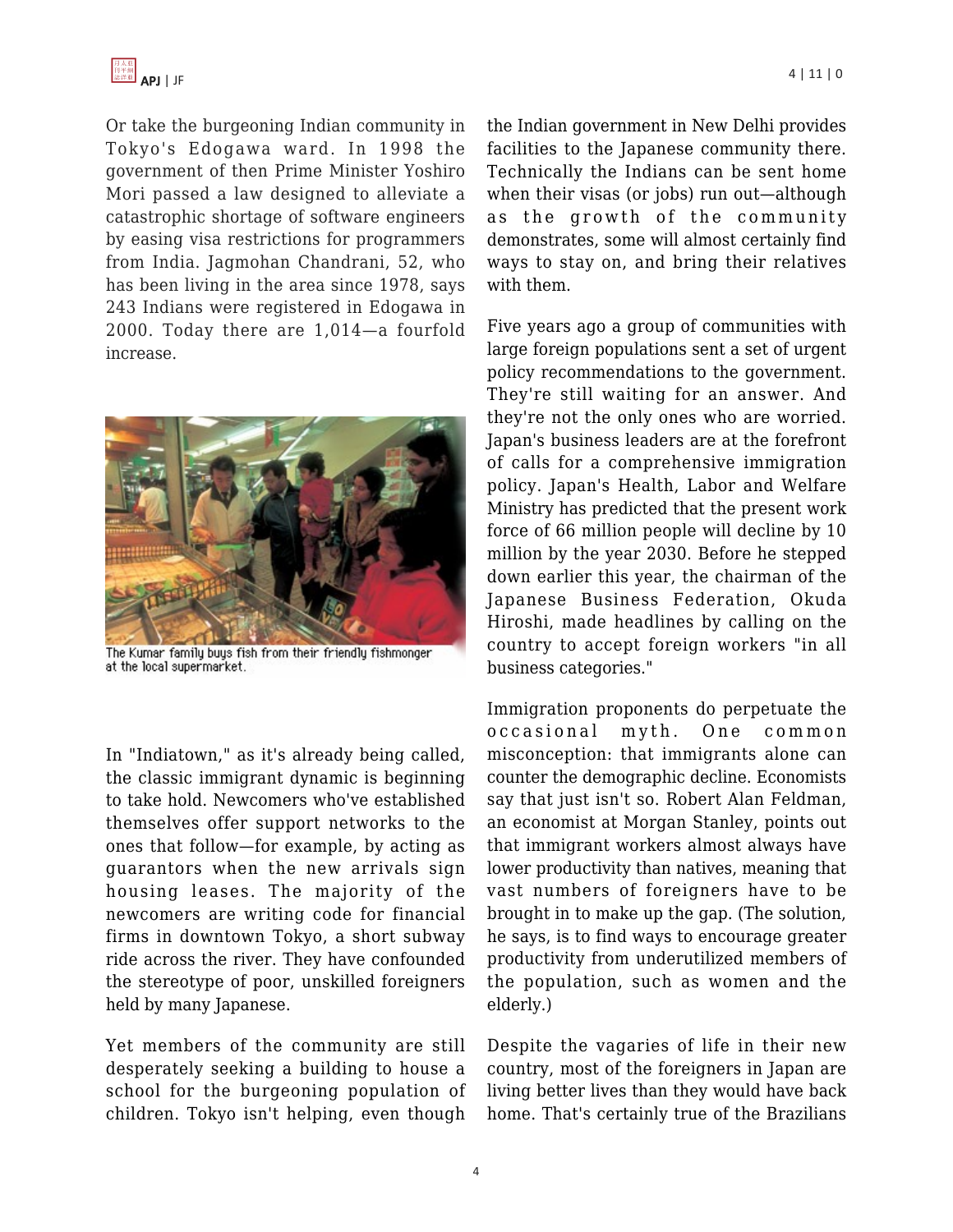Or take the burgeoning Indian community in Tokyo's Edogawa ward. In 1998 the government of then Prime Minister Yoshiro Mori passed a law designed to alleviate a catastrophic shortage of software engineers by easing visa restrictions for programmers from India. Jagmohan Chandrani, 52, who has been living in the area since 1978, says 243 Indians were registered in Edogawa in 2000. Today there are 1,014—a fourfold increase.

The Kumar family buys fish from their friendly fishmonger at the local supermarket.

In "Indiatown," as it's already being called, the classic immigrant dynamic is beginning to take hold. Newcomers who've established themselves offer support networks to the ones that follow—for example, by acting as guarantors when the new arrivals sign housing leases. The majority of the newcomers are writing code for financial firms in downtown Tokyo, a short subway ride across the river. They have confounded the stereotype of poor, unskilled foreigners held by many Japanese.

Yet members of the community are still desperately seeking a building to house a school for the burgeoning population of children. Tokyo isn't helping, even though the Indian government in New Delhi provides facilities to the Japanese community there. Technically the Indians can be sent home when their visas (or jobs) run out—although as the growth of the community demonstrates, some will almost certainly find ways to stay on, and bring their relatives with them.

Five years ago a group of communities with large foreign populations sent a set of urgent policy recommendations to the government. They're still waiting for an answer. And they're not the only ones who are worried. Japan's business leaders are at the forefront of calls for a comprehensive immigration policy. Japan's Health, Labor and Welfare Ministry has predicted that the present work force of 66 million people will decline by 10 million by the year 2030. Before he stepped down earlier this year, the chairman of the Japanese Business Federation, Okuda Hiroshi, made headlines by calling on the country to accept foreign workers "in all business categories."

Immigration proponents do perpetuate the occasional myth. One common misconception: that immigrants alone can counter the demographic decline. Economists say that just isn't so. Robert Alan Feldman, an economist at Morgan Stanley, points out that immigrant workers almost always have lower productivity than natives, meaning that vast numbers of foreigners have to be brought in to make up the gap. (The solution, he says, is to find ways to encourage greater productivity from underutilized members of the population, such as women and the elderly.)

Despite the vagaries of life in their new country, most of the foreigners in Japan are living better lives than they would have back home. That's certainly true of the Brazilians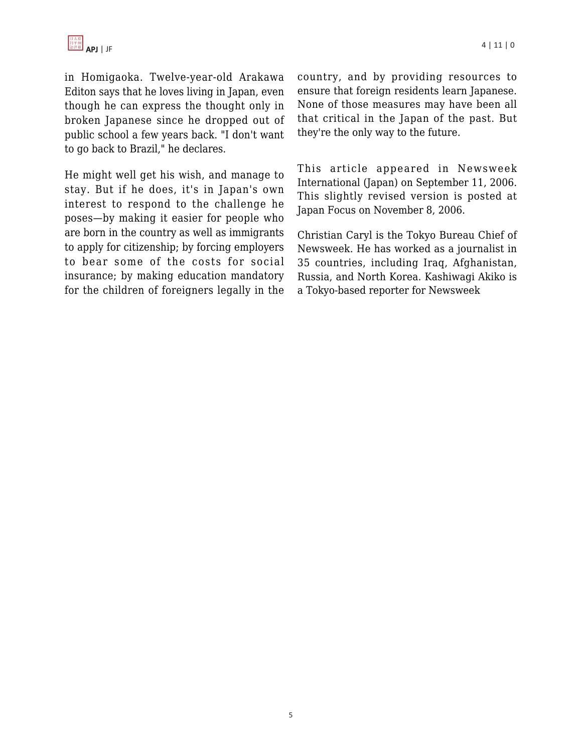in Homigaoka. Twelve-year-old Arakawa Editon says that he loves living in Japan, even though he can express the thought only in broken Japanese since he dropped out of public school a few years back. "I don't want to go back to Brazil," he declares.

He might well get his wish, and manage to stay. But if he does, it's in Japan's own interest to respond to the challenge he poses—by making it easier for people who are born in the country as well as immigrants to apply for citizenship; by forcing employers to bear some of the costs for social insurance; by making education mandatory for the children of foreigners legally in the country, and by providing resources to ensure that foreign residents learn Japanese. None of those measures may have been all that critical in the Japan of the past. But they're the only way to the future.

This article appeared in Newsweek International (Japan) on September 11, 2006. This slightly revised version is posted at Japan Focus on November 8, 2006.

Christian Caryl is the Tokyo Bureau Chief of Newsweek. He has worked as a journalist in 35 countries, including Iraq, Afghanistan, Russia, and North Korea. Kashiwagi Akiko is a Tokyo-based reporter for Newsweek